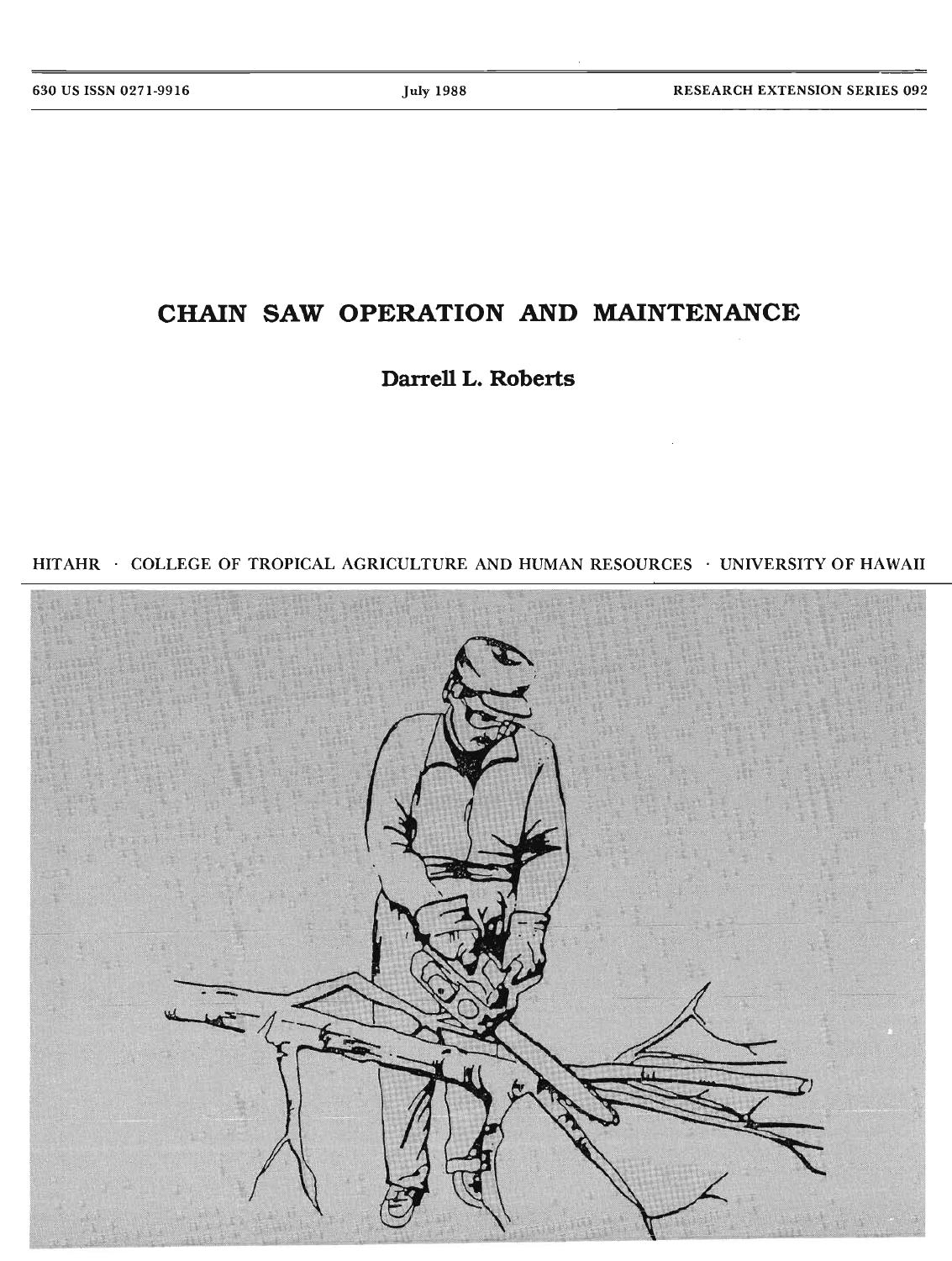630 US ISSN 0271-9916 July 1988 RESEARCH EXTENSION SERIES 092

# CHAIN SAW OPERATION AND MAINTENANCE

**Darrell L. Roberts**

HITAHR · COLLEGE OF TROPICAL AGRICULTURE AND HUMAN RESOURCES · UNIVERSITY OF HAWAII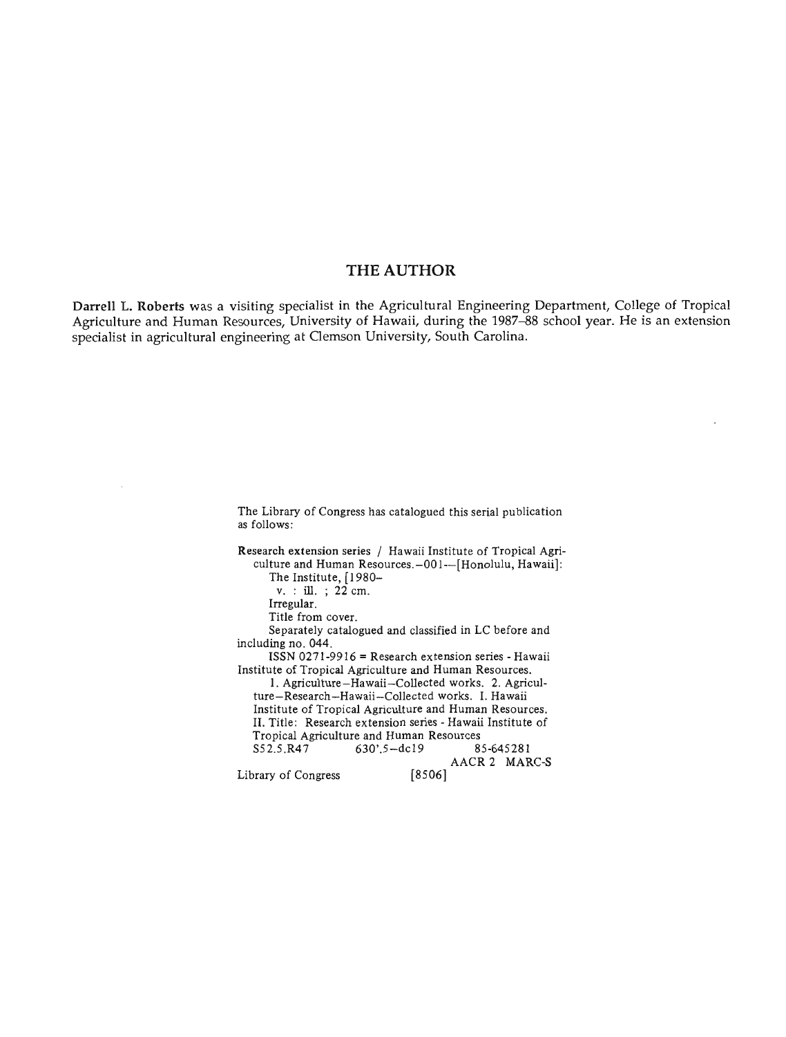## THE AUTHOR

**Darrell L. Roberts** was a visiting specialist in the Agricultural Engineering Department, College of Tropical Agriculture and Human Resources, University of Hawaii, during the 1987–88 school year. He is an extension specialist in agricultural engineering at Clemson University, South Carolina.

The Library of Congress has catalogued this serial publication as follows:

Research extension series / Hawaii Institute of Tropical Agriculture and Human Resources.–001–[Honolulu, Hawaii]: The Institute, [1980–
v. : ill. ; 22 cm.
Irregular.
Title from cover.
Separately catalogued and classified in LC before and including no. 044.
ISSN 0271-9916 = Research extension series - Hawaii Institute of Tropical Agriculture and Human Resources.
1. Agriculture–Hawaii–Collected works. 2. Agriculture–Research–Hawaii–Collected works. I. Hawaii Institute of Tropical Agriculture and Human Resources. II. Title: Research extension series - Hawaii Institute of Tropical Agriculture and Human Resources
S52.5.R47 630'.5–dc19 85-645281
AACR 2 MARC-S
Library of Congress [8506]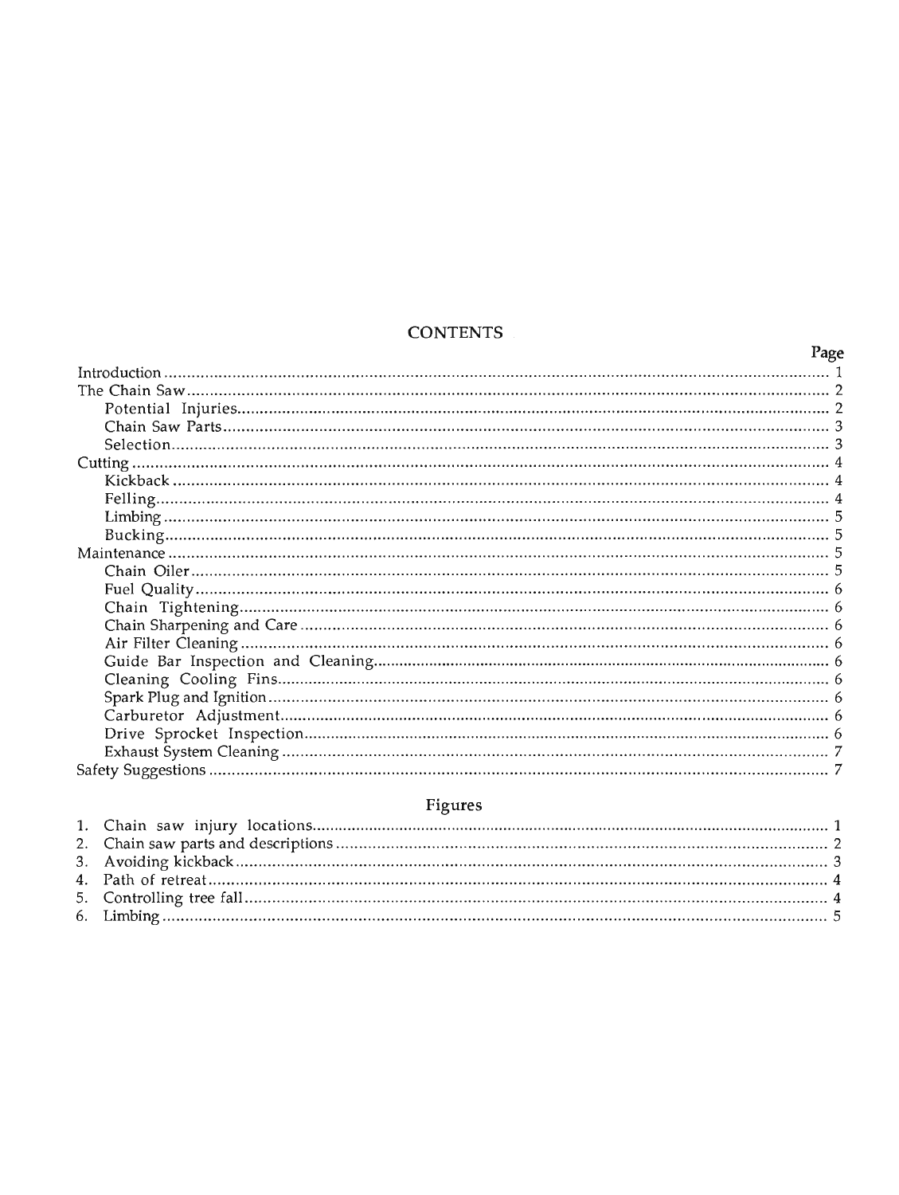## CONTENTS

| | Page |
|---|---|
| Introduction | 1 |
| The Chain Saw | 2 |
| Potential Injuries | 2 |
| Chain Saw Parts | 3 |
| Selection | 3 |
| Cutting | 4 |
| Kickback | 4 |
| Felling | 4 |
| Limbing | 5 |
| Bucking | 5 |
| Maintenance | 5 |
| Chain Oiler | 5 |
| Fuel Quality | 6 |
| Chain Tightening | 6 |
| Chain Sharpening and Care | 6 |
| Air Filter Cleaning | 6 |
| Guide Bar Inspection and Cleaning | 6 |
| Cleaning Cooling Fins | 6 |
| Spark Plug and Ignition | 6 |
| Carburetor Adjustment | 6 |
| Drive Sprocket Inspection | 6 |
| Exhaust System Cleaning | 7 |
| Safety Suggestions | 7 |

## Figures

| | |
|---|---|
| 1. Chain saw injury locations | 1 |
| 2. Chain saw parts and descriptions | 2 |
| 3. Avoiding kickback | 3 |
| 4. Path of retreat | 4 |
| 5. Controlling tree fall | 4 |
| 6. Limbing | 5 |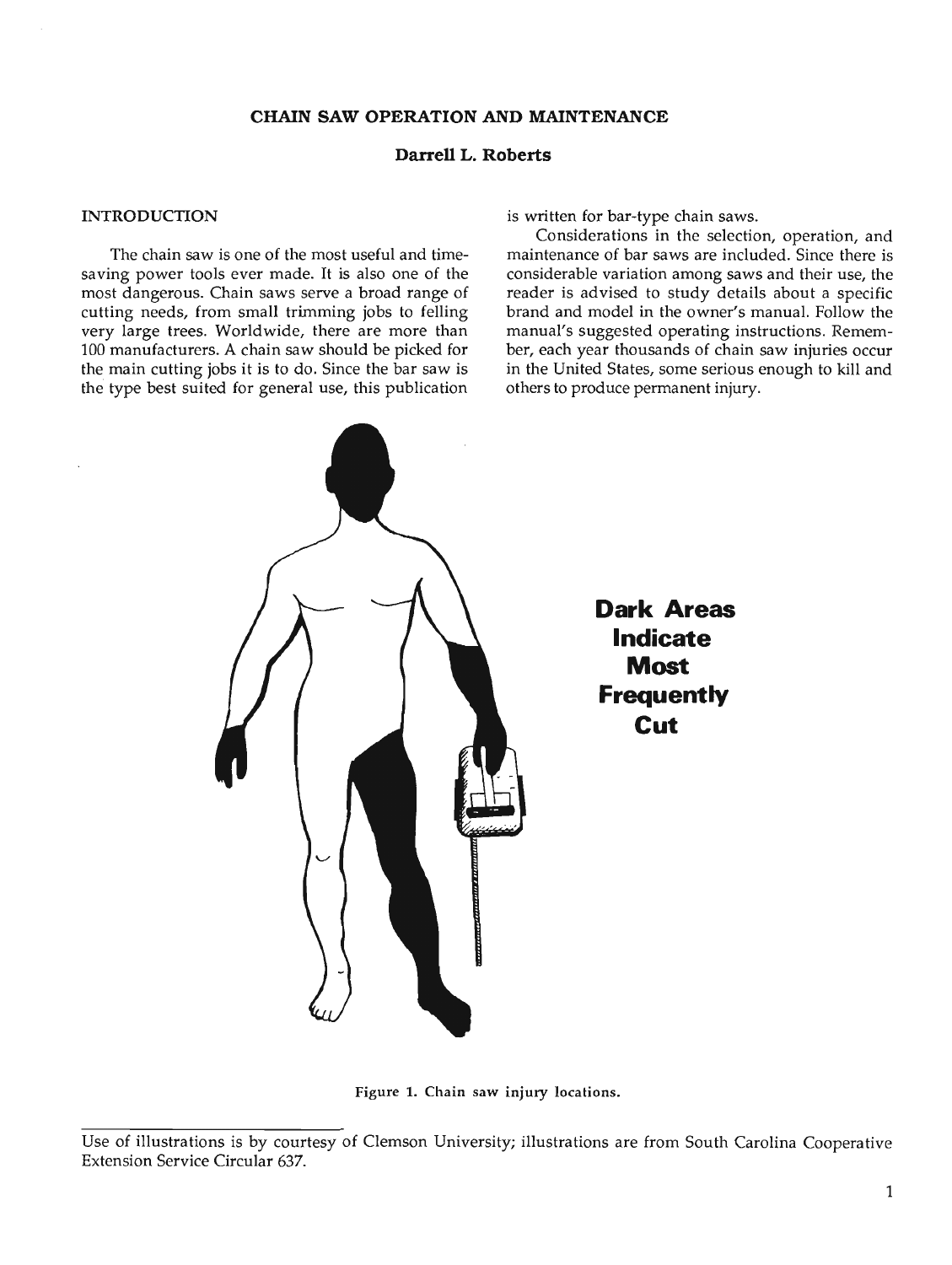# CHAIN SAW OPERATION AND MAINTENANCE

**Darrell L. Roberts**

## INTRODUCTION

The chain saw is one of the most useful and time-saving power tools ever made. It is also one of the most dangerous. Chain saws serve a broad range of cutting needs, from small trimming jobs to felling very large trees. Worldwide, there are more than 100 manufacturers. A chain saw should be picked for the main cutting jobs it is to do. Since the bar saw is the type best suited for general use, this publication is written for bar-type chain saws.

Considerations in the selection, operation, and maintenance of bar saws are included. Since there is considerable variation among saws and their use, the reader is advised to study details about a specific brand and model in the owner's manual. Follow the manual's suggested operating instructions. Remember, each year thousands of chain saw injuries occur in the United States, some serious enough to kill and others to produce permanent injury.

**Dark Areas Indicate Most Frequently Cut**

Figure 1. Chain saw injury locations.

Use of illustrations is by courtesy of Clemson University; illustrations are from South Carolina Cooperative Extension Service Circular 637.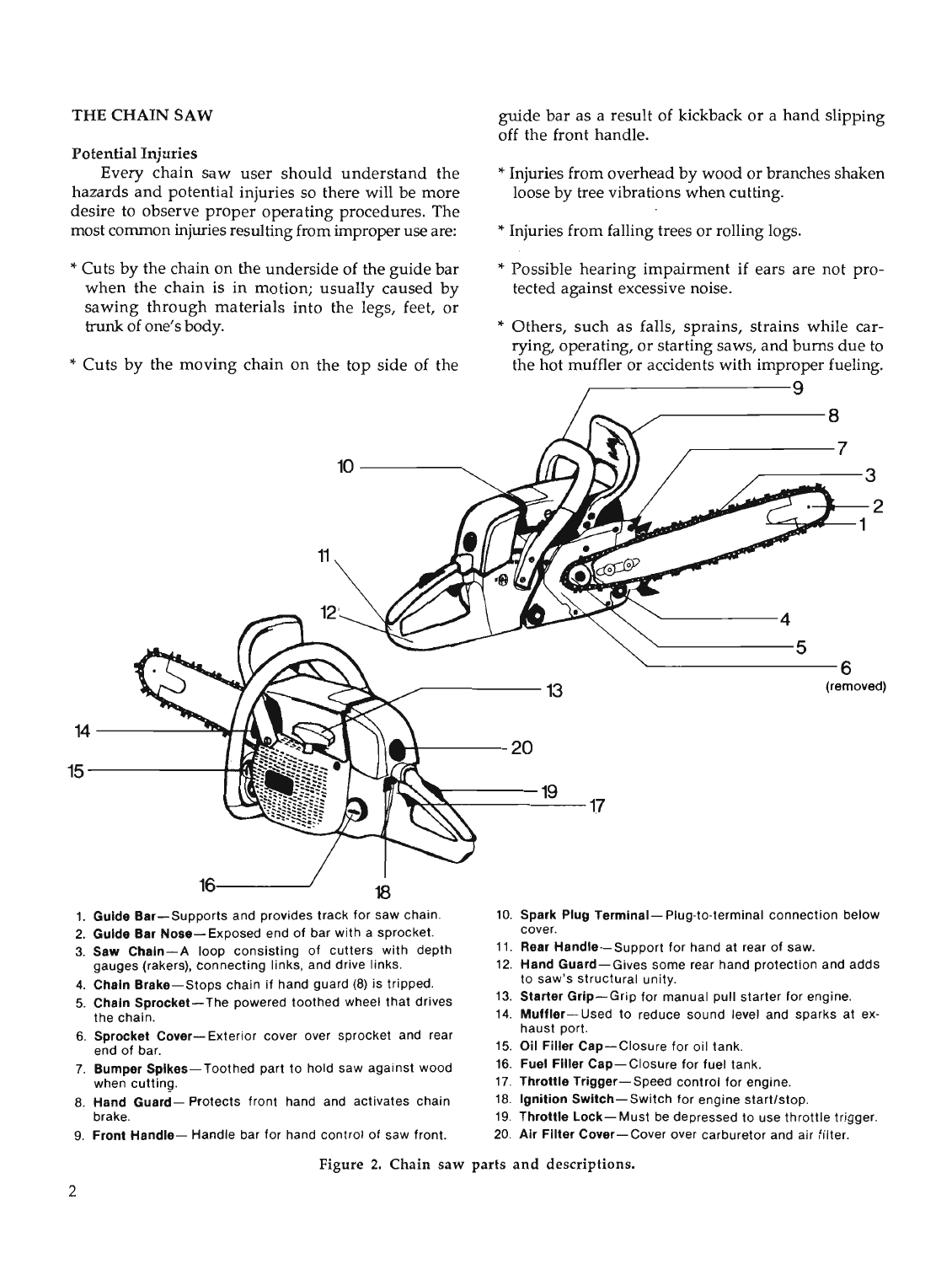## THE CHAIN SAW

### Potential Injuries

Every chain saw user should understand the hazards and potential injuries so there will be more desire to observe proper operating procedures. The most common injuries resulting from improper use are:

* Cuts by the chain on the underside of the guide bar when the chain is in motion; usually caused by sawing through materials into the legs, feet, or trunk of one's body.

* Cuts by the moving chain on the top side of the guide bar as a result of kickback or a hand slipping off the front handle.

* Injuries from overhead by wood or branches shaken loose by tree vibrations when cutting.

* Injuries from falling trees or rolling logs.

* Possible hearing impairment if ears are not protected against excessive noise.

* Others, such as falls, sprains, strains while carrying, operating, or starting saws, and burns due to the hot muffler or accidents with improper fueling.

6 (removed)

1. **Guide Bar**—Supports and provides track for saw chain.
2. **Guide Bar Nose**—Exposed end of bar with a sprocket.
3. **Saw Chain**—A loop consisting of cutters with depth gauges (rakers), connecting links, and drive links.
4. **Chain Brake**—Stops chain if hand guard (8) is tripped.
5. **Chain Sprocket**—The powered toothed wheel that drives the chain.
6. **Sprocket Cover**—Exterior cover over sprocket and rear end of bar.
7. **Bumper Spikes**—Toothed part to hold saw against wood when cutting.
8. **Hand Guard**—Protects front hand and activates chain brake.
9. **Front Handle**—Handle bar for hand control of saw front.
10. **Spark Plug Terminal**—Plug-to-terminal connection below cover.
11. **Rear Handle**—Support for hand at rear of saw.
12. **Hand Guard**—Gives some rear hand protection and adds to saw's structural unity.
13. **Starter Grip**—Grip for manual pull starter for engine.
14. **Muffler**—Used to reduce sound level and sparks at exhaust port.
15. **Oil Filler Cap**—Closure for oil tank.
16. **Fuel Filler Cap**—Closure for fuel tank.
17. **Throttle Trigger**—Speed control for engine.
18. **Ignition Switch**—Switch for engine start/stop.
19. **Throttle Lock**—Must be depressed to use throttle trigger.
20. **Air Filter Cover**—Cover over carburetor and air filter.

Figure 2. Chain saw parts and descriptions.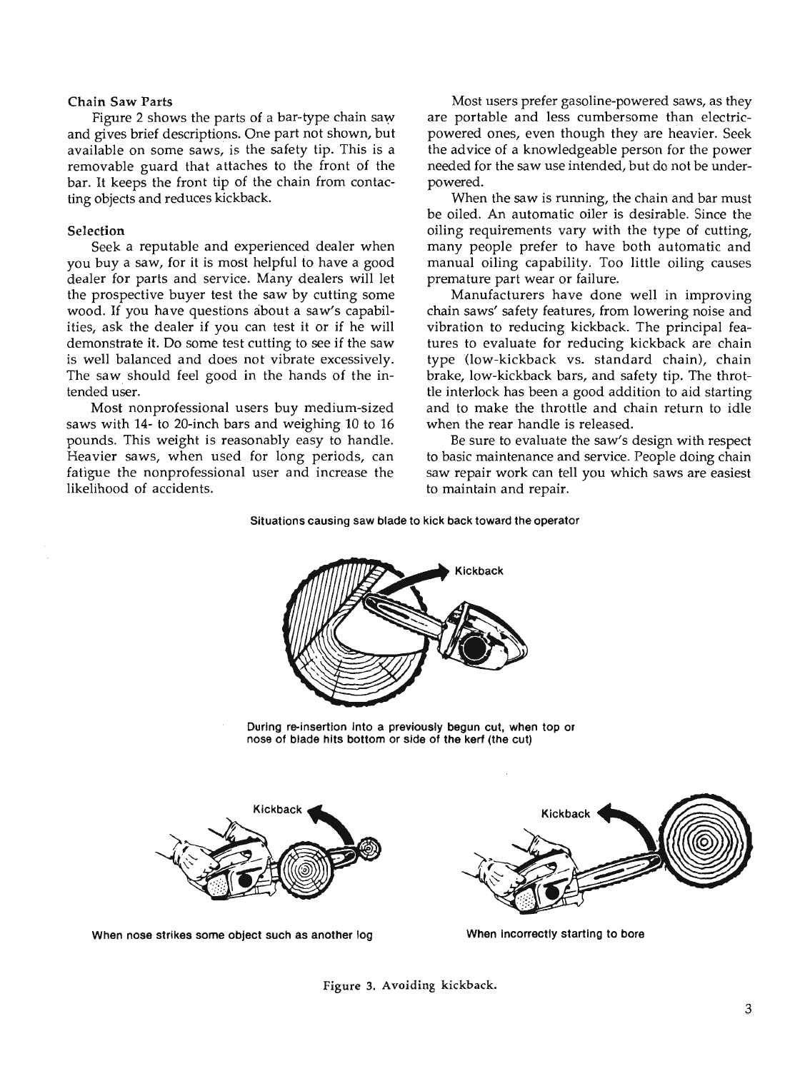### Chain Saw Parts

Figure 2 shows the parts of a bar-type chain saw and gives brief descriptions. One part not shown, but available on some saws, is the safety tip. This is a removable guard that attaches to the front of the bar. It keeps the front tip of the chain from contacting objects and reduces kickback.

### Selection

Seek a reputable and experienced dealer when you buy a saw, for it is most helpful to have a good dealer for parts and service. Many dealers will let the prospective buyer test the saw by cutting some wood. If you have questions about a saw's capabilities, ask the dealer if you can test it or if he will demonstrate it. Do some test cutting to see if the saw is well balanced and does not vibrate excessively. The saw should feel good in the hands of the intended user.

Most nonprofessional users buy medium-sized saws with 14- to 20-inch bars and weighing 10 to 16 pounds. This weight is reasonably easy to handle. Heavier saws, when used for long periods, can fatigue the nonprofessional user and increase the likelihood of accidents.

Most users prefer gasoline-powered saws, as they are portable and less cumbersome than electric-powered ones, even though they are heavier. Seek the advice of a knowledgeable person for the power needed for the saw use intended, but do not be underpowered.

When the saw is running, the chain and bar must be oiled. An automatic oiler is desirable. Since the oiling requirements vary with the type of cutting, many people prefer to have both automatic and manual oiling capability. Too little oiling causes premature part wear or failure.

Manufacturers have done well in improving chain saws' safety features, from lowering noise and vibration to reducing kickback. The principal features to evaluate for reducing kickback are chain type (low-kickback vs. standard chain), chain brake, low-kickback bars, and safety tip. The throttle interlock has been a good addition to aid starting and to make the throttle and chain return to idle when the rear handle is released.

Be sure to evaluate the saw's design with respect to basic maintenance and service. People doing chain saw repair work can tell you which saws are easiest to maintain and repair.

**Situations causing saw blade to kick back toward the operator**

Kickback

**During re-insertion into a previously begun cut, when top or nose of blade hits bottom or side of the kerf (the cut)**

Kickback

**When nose strikes some object such as another log**

Kickback

**When incorrectly starting to bore**

Figure 3. Avoiding kickback.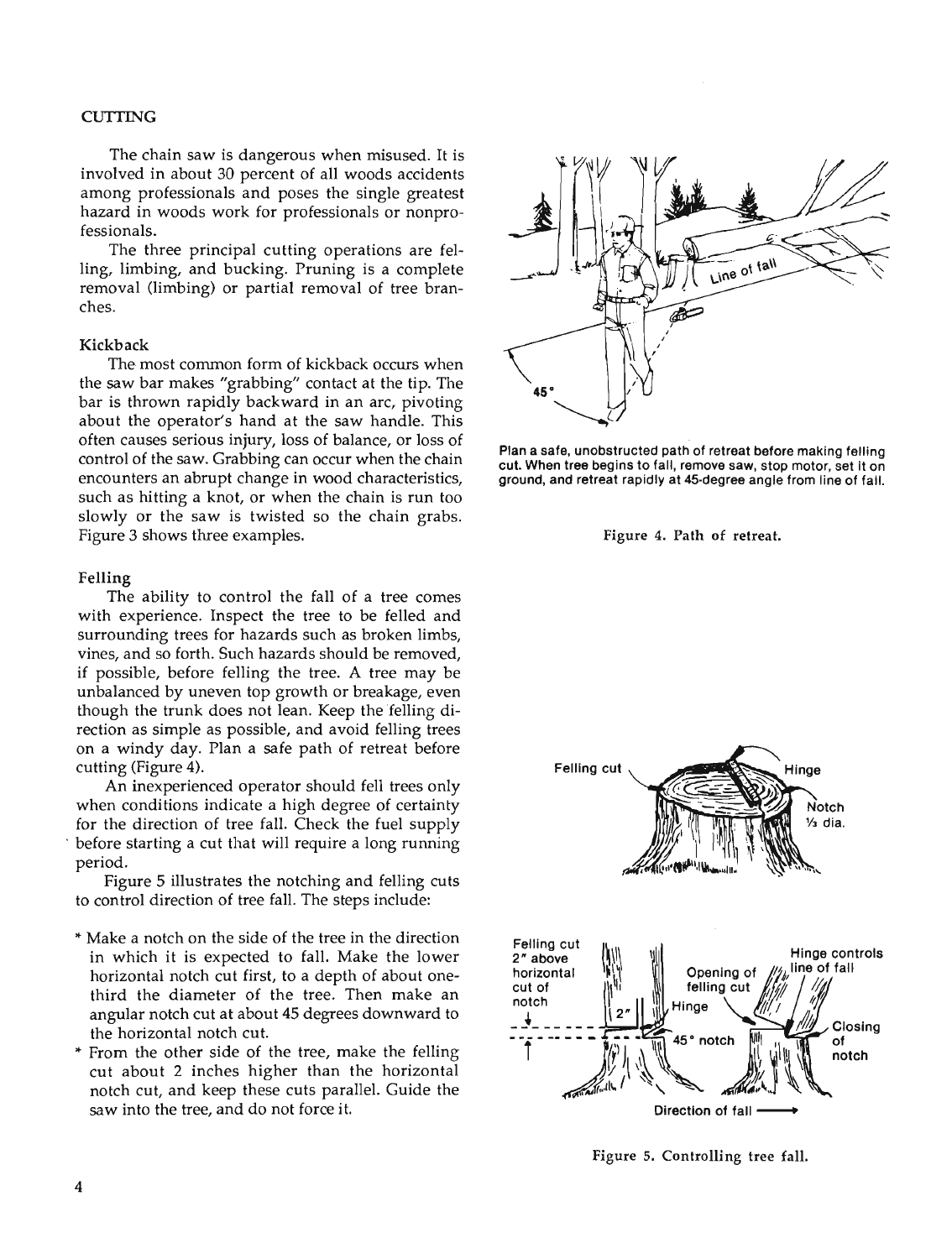## CUTTING

The chain saw is dangerous when misused. It is involved in about 30 percent of all woods accidents among professionals and poses the single greatest hazard in woods work for professionals or nonprofessionals.

The three principal cutting operations are felling, limbing, and bucking. Pruning is a complete removal (limbing) or partial removal of tree branches.

### Kickback

The most common form of kickback occurs when the saw bar makes "grabbing" contact at the tip. The bar is thrown rapidly backward in an arc, pivoting about the operator's hand at the saw handle. This often causes serious injury, loss of balance, or loss of control of the saw. Grabbing can occur when the chain encounters an abrupt change in wood characteristics, such as hitting a knot, or when the chain is run too slowly or the saw is twisted so the chain grabs. Figure 3 shows three examples.

### Felling

The ability to control the fall of a tree comes with experience. Inspect the tree to be felled and surrounding trees for hazards such as broken limbs, vines, and so forth. Such hazards should be removed, if possible, before felling the tree. A tree may be unbalanced by uneven top growth or breakage, even though the trunk does not lean. Keep the felling direction as simple as possible, and avoid felling trees on a windy day. Plan a safe path of retreat before cutting (Figure 4).

An inexperienced operator should fell trees only when conditions indicate a high degree of certainty for the direction of tree fall. Check the fuel supply before starting a cut that will require a long running period.

Figure 5 illustrates the notching and felling cuts to control direction of tree fall. The steps include:

* Make a notch on the side of the tree in the direction in which it is expected to fall. Make the lower horizontal notch cut first, to a depth of about one-third the diameter of the tree. Then make an angular notch cut at about 45 degrees downward to the horizontal notch cut.
* From the other side of the tree, make the felling cut about 2 inches higher than the horizontal notch cut, and keep these cuts parallel. Guide the saw into the tree, and do not force it.

**Plan a safe, unobstructed path of retreat before making felling cut. When tree begins to fall, remove saw, stop motor, set it on ground, and retreat rapidly at 45-degree angle from line of fall.**

Figure 4. Path of retreat.

Figure 5. Controlling tree fall.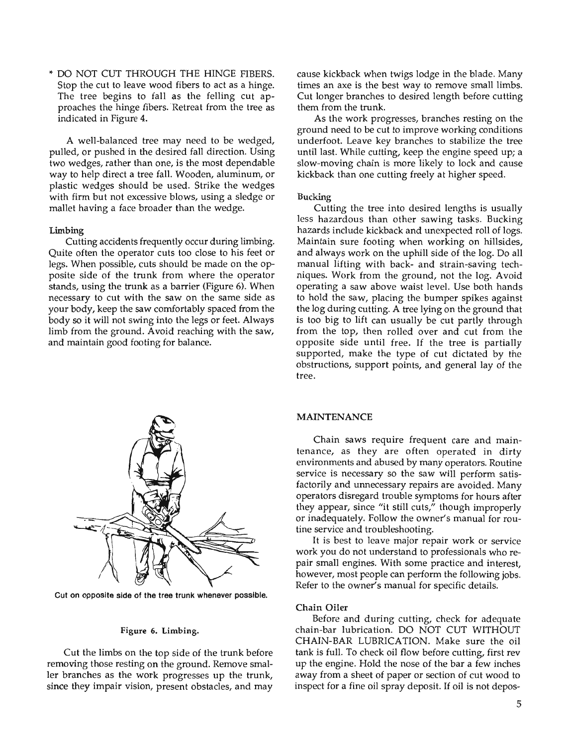* DO NOT CUT THROUGH THE HINGE FIBERS. Stop the cut to leave wood fibers to act as a hinge. The tree begins to fall as the felling cut approaches the hinge fibers. Retreat from the tree as indicated in Figure 4.

A well-balanced tree may need to be wedged, pulled, or pushed in the desired fall direction. Using two wedges, rather than one, is the most dependable way to help direct a tree fall. Wooden, aluminum, or plastic wedges should be used. Strike the wedges with firm but not excessive blows, using a sledge or mallet having a face broader than the wedge.

### Limbing

Cutting accidents frequently occur during limbing. Quite often the operator cuts too close to his feet or legs. When possible, cuts should be made on the opposite side of the trunk from where the operator stands, using the trunk as a barrier (Figure 6). When necessary to cut with the saw on the same side as your body, keep the saw comfortably spaced from the body so it will not swing into the legs or feet. Always limb from the ground. Avoid reaching with the saw, and maintain good footing for balance.

Cut on opposite side of the tree trunk whenever possible.

**Figure 6. Limbing.**

Cut the limbs on the top side of the trunk before removing those resting on the ground. Remove smaller branches as the work progresses up the trunk, since they impair vision, present obstacles, and may cause kickback when twigs lodge in the blade. Many times an axe is the best way to remove small limbs. Cut longer branches to desired length before cutting them from the trunk.

As the work progresses, branches resting on the ground need to be cut to improve working conditions underfoot. Leave key branches to stabilize the tree until last. While cutting, keep the engine speed up; a slow-moving chain is more likely to lock and cause kickback than one cutting freely at higher speed.

### Bucking

Cutting the tree into desired lengths is usually less hazardous than other sawing tasks. Bucking hazards include kickback and unexpected roll of logs. Maintain sure footing when working on hillsides, and always work on the uphill side of the log. Do all manual lifting with back- and strain-saving techniques. Work from the ground, not the log. Avoid operating a saw above waist level. Use both hands to hold the saw, placing the bumper spikes against the log during cutting. A tree lying on the ground that is too big to lift can usually be cut partly through from the top, then rolled over and cut from the opposite side until free. If the tree is partially supported, make the type of cut dictated by the obstructions, support points, and general lay of the tree.

## MAINTENANCE

Chain saws require frequent care and maintenance, as they are often operated in dirty environments and abused by many operators. Routine service is necessary so the saw will perform satisfactorily and unnecessary repairs are avoided. Many operators disregard trouble symptoms for hours after they appear, since "it still cuts," though improperly or inadequately. Follow the owner's manual for routine service and troubleshooting.

It is best to leave major repair work or service work you do not understand to professionals who repair small engines. With some practice and interest, however, most people can perform the following jobs. Refer to the owner's manual for specific details.

### Chain Oiler

Before and during cutting, check for adequate chain-bar lubrication. DO NOT CUT WITHOUT CHAIN-BAR LUBRICATION. Make sure the oil tank is full. To check oil flow before cutting, first rev up the engine. Hold the nose of the bar a few inches away from a sheet of paper or section of cut wood to inspect for a fine oil spray deposit. If oil is not depos-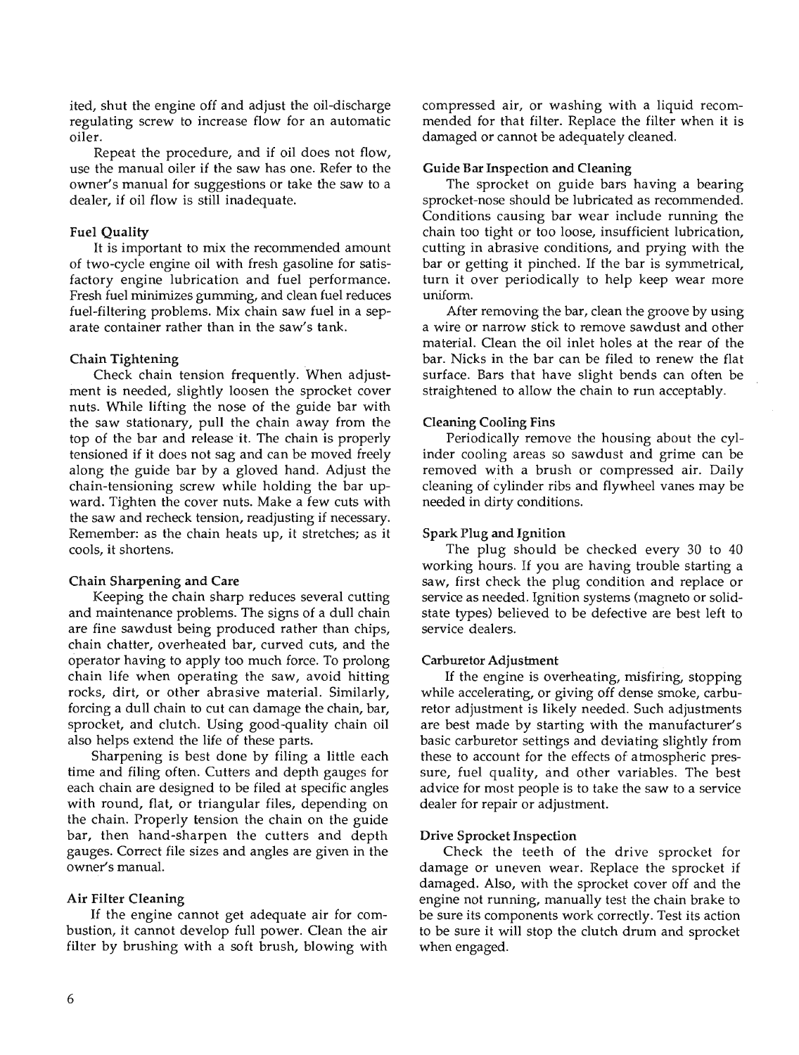ited, shut the engine off and adjust the oil-discharge regulating screw to increase flow for an automatic oiler.

Repeat the procedure, and if oil does not flow, use the manual oiler if the saw has one. Refer to the owner's manual for suggestions or take the saw to a dealer, if oil flow is still inadequate.

### Fuel Quality

It is important to mix the recommended amount of two-cycle engine oil with fresh gasoline for satisfactory engine lubrication and fuel performance. Fresh fuel minimizes gumming, and clean fuel reduces fuel-filtering problems. Mix chain saw fuel in a separate container rather than in the saw's tank.

### Chain Tightening

Check chain tension frequently. When adjustment is needed, slightly loosen the sprocket cover nuts. While lifting the nose of the guide bar with the saw stationary, pull the chain away from the top of the bar and release it. The chain is properly tensioned if it does not sag and can be moved freely along the guide bar by a gloved hand. Adjust the chain-tensioning screw while holding the bar upward. Tighten the cover nuts. Make a few cuts with the saw and recheck tension, readjusting if necessary. Remember: as the chain heats up, it stretches; as it cools, it shortens.

### Chain Sharpening and Care

Keeping the chain sharp reduces several cutting and maintenance problems. The signs of a dull chain are fine sawdust being produced rather than chips, chain chatter, overheated bar, curved cuts, and the operator having to apply too much force. To prolong chain life when operating the saw, avoid hitting rocks, dirt, or other abrasive material. Similarly, forcing a dull chain to cut can damage the chain, bar, sprocket, and clutch. Using good-quality chain oil also helps extend the life of these parts.

Sharpening is best done by filing a little each time and filing often. Cutters and depth gauges for each chain are designed to be filed at specific angles with round, flat, or triangular files, depending on the chain. Properly tension the chain on the guide bar, then hand-sharpen the cutters and depth gauges. Correct file sizes and angles are given in the owner's manual.

### Air Filter Cleaning

If the engine cannot get adequate air for combustion, it cannot develop full power. Clean the air filter by brushing with a soft brush, blowing with compressed air, or washing with a liquid recommended for that filter. Replace the filter when it is damaged or cannot be adequately cleaned.

### Guide Bar Inspection and Cleaning

The sprocket on guide bars having a bearing sprocket-nose should be lubricated as recommended. Conditions causing bar wear include running the chain too tight or too loose, insufficient lubrication, cutting in abrasive conditions, and prying with the bar or getting it pinched. If the bar is symmetrical, turn it over periodically to help keep wear more uniform.

After removing the bar, clean the groove by using a wire or narrow stick to remove sawdust and other material. Clean the oil inlet holes at the rear of the bar. Nicks in the bar can be filed to renew the flat surface. Bars that have slight bends can often be straightened to allow the chain to run acceptably.

### Cleaning Cooling Fins

Periodically remove the housing about the cylinder cooling areas so sawdust and grime can be removed with a brush or compressed air. Daily cleaning of cylinder ribs and flywheel vanes may be needed in dirty conditions.

### Spark Plug and Ignition

The plug should be checked every 30 to 40 working hours. If you are having trouble starting a saw, first check the plug condition and replace or service as needed. Ignition systems (magneto or solid-state types) believed to be defective are best left to service dealers.

### Carburetor Adjustment

If the engine is overheating, misfiring, stopping while accelerating, or giving off dense smoke, carburetor adjustment is likely needed. Such adjustments are best made by starting with the manufacturer's basic carburetor settings and deviating slightly from these to account for the effects of atmospheric pressure, fuel quality, and other variables. The best advice for most people is to take the saw to a service dealer for repair or adjustment.

### Drive Sprocket Inspection

Check the teeth of the drive sprocket for damage or uneven wear. Replace the sprocket if damaged. Also, with the sprocket cover off and the engine not running, manually test the chain brake to be sure its components work correctly. Test its action to be sure it will stop the clutch drum and sprocket when engaged.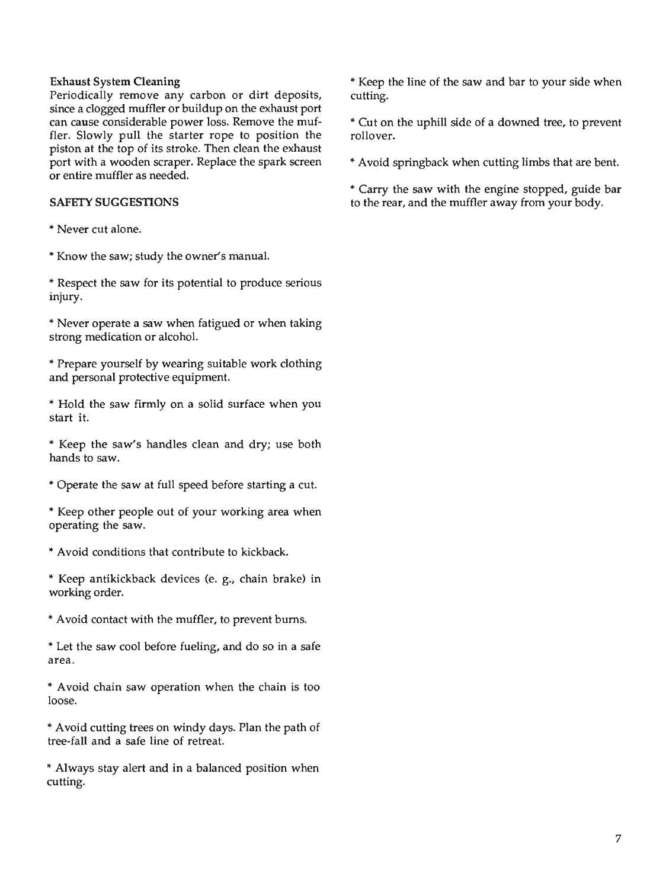**Exhaust System Cleaning**

Periodically remove any carbon or dirt deposits, since a clogged muffler or buildup on the exhaust port can cause considerable power loss. Remove the muffler. Slowly pull the starter rope to position the piston at the top of its stroke. Then clean the exhaust port with a wooden scraper. Replace the spark screen or entire muffler as needed.

## SAFETY SUGGESTIONS

* Never cut alone.

* Know the saw; study the owner's manual.

* Respect the saw for its potential to produce serious injury.

* Never operate a saw when fatigued or when taking strong medication or alcohol.

* Prepare yourself by wearing suitable work clothing and personal protective equipment.

* Hold the saw firmly on a solid surface when you start it.

* Keep the saw's handles clean and dry; use both hands to saw.

* Operate the saw at full speed before starting a cut.

* Keep other people out of your working area when operating the saw.

* Avoid conditions that contribute to kickback.

* Keep antikickback devices (e. g., chain brake) in working order.

* Avoid contact with the muffler, to prevent burns.

* Let the saw cool before fueling, and do so in a safe area.

* Avoid chain saw operation when the chain is too loose.

* Avoid cutting trees on windy days. Plan the path of tree-fall and a safe line of retreat.

* Always stay alert and in a balanced position when cutting.

* Keep the line of the saw and bar to your side when cutting.

* Cut on the uphill side of a downed tree, to prevent rollover.

* Avoid springback when cutting limbs that are bent.

* Carry the saw with the engine stopped, guide bar to the rear, and the muffler away from your body.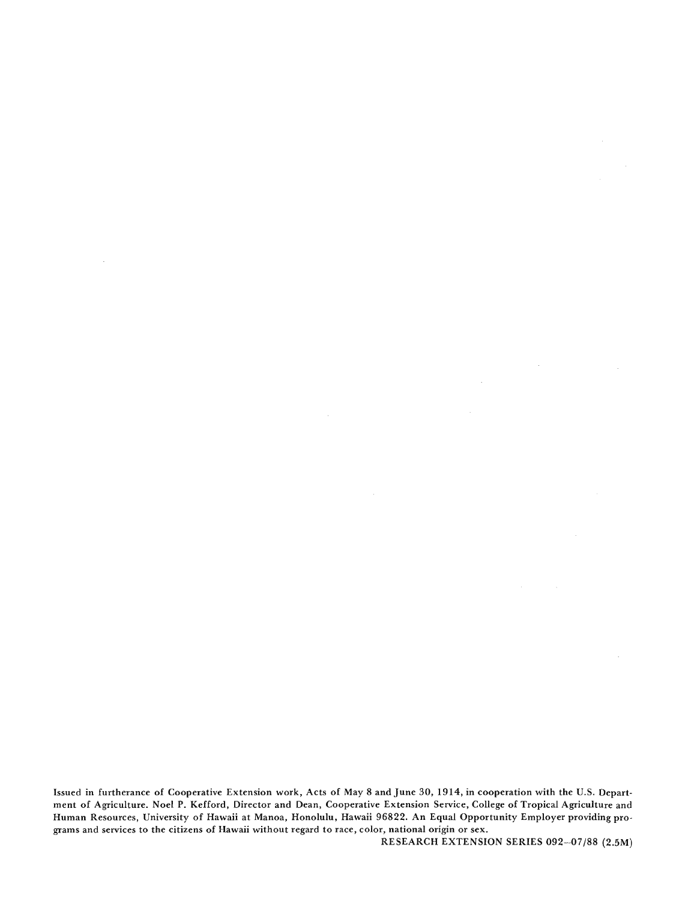Issued in furtherance of Cooperative Extension work, Acts of May 8 and June 30, 1914, in cooperation with the U.S. Department of Agriculture. Noel P. Kefford, Director and Dean, Cooperative Extension Service, College of Tropical Agriculture and Human Resources, University of Hawaii at Manoa, Honolulu, Hawaii 96822. An Equal Opportunity Employer providing programs and services to the citizens of Hawaii without regard to race, color, national origin or sex.

RESEARCH EXTENSION SERIES 092–07/88 (2.5M)